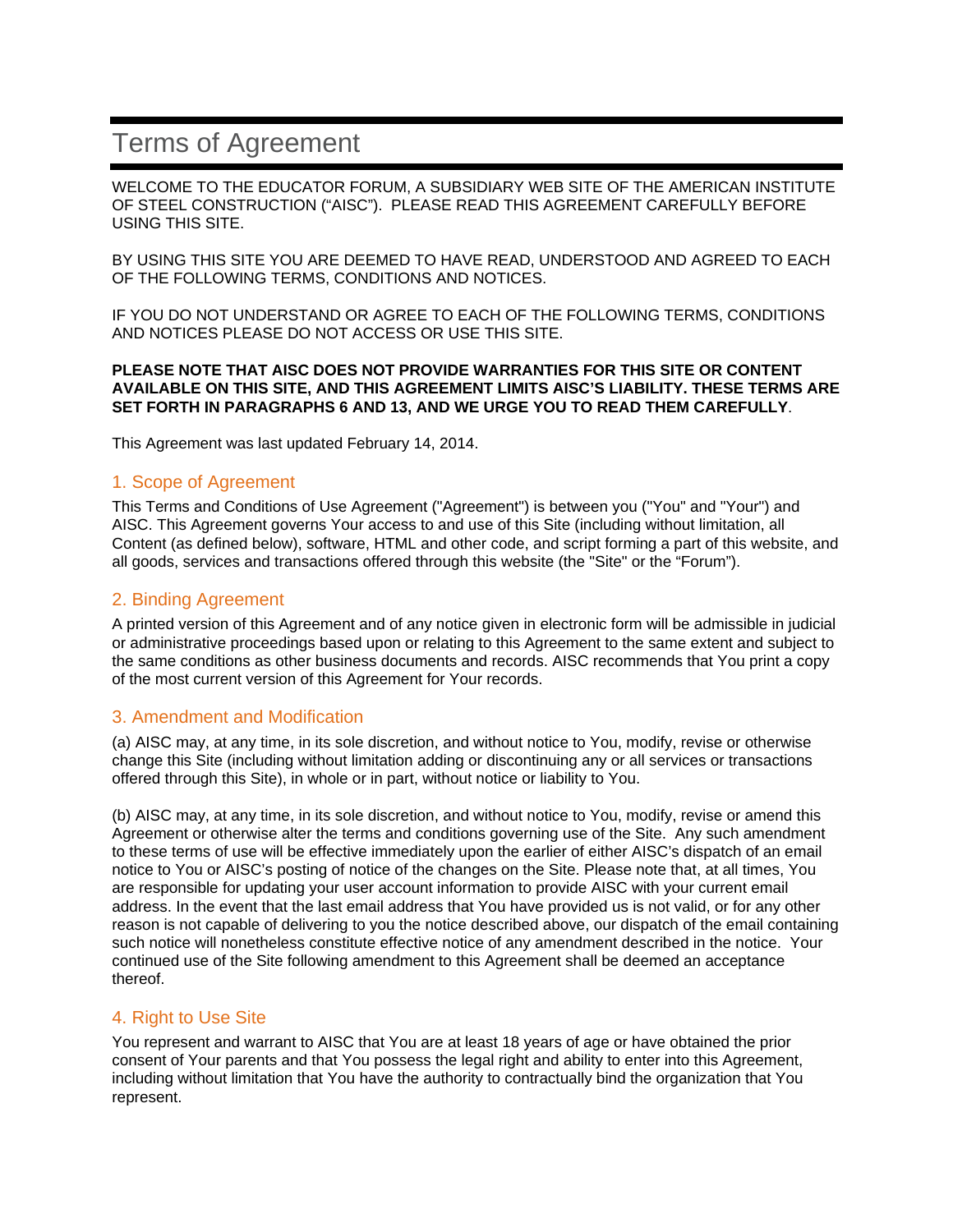# Terms of Agreement

WELCOME TO THE EDUCATOR FORUM, A SUBSIDIARY WEB SITE OF THE AMERICAN INSTITUTE OF STEEL CONSTRUCTION ("AISC"). PLEASE READ THIS AGREEMENT CAREFULLY BEFORE USING THIS SITE.

BY USING THIS SITE YOU ARE DEEMED TO HAVE READ, UNDERSTOOD AND AGREED TO EACH OF THE FOLLOWING TERMS, CONDITIONS AND NOTICES.

IF YOU DO NOT UNDERSTAND OR AGREE TO EACH OF THE FOLLOWING TERMS, CONDITIONS AND NOTICES PLEASE DO NOT ACCESS OR USE THIS SITE.

**PLEASE NOTE THAT AISC DOES NOT PROVIDE WARRANTIES FOR THIS SITE OR CONTENT AVAILABLE ON THIS SITE, AND THIS AGREEMENT LIMITS AISC'S LIABILITY. THESE TERMS ARE SET FORTH IN PARAGRAPHS 6 AND 13, AND WE URGE YOU TO READ THEM CAREFULLY**.

This Agreement was last updated February 14, 2014.

## 1. Scope of Agreement

This Terms and Conditions of Use Agreement ("Agreement") is between you ("You" and "Your") and AISC. This Agreement governs Your access to and use of this Site (including without limitation, all Content (as defined below), software, HTML and other code, and script forming a part of this website, and all goods, services and transactions offered through this website (the "Site" or the "Forum").

## 2. Binding Agreement

A printed version of this Agreement and of any notice given in electronic form will be admissible in judicial or administrative proceedings based upon or relating to this Agreement to the same extent and subject to the same conditions as other business documents and records. AISC recommends that You print a copy of the most current version of this Agreement for Your records.

## 3. Amendment and Modification

(a) AISC may, at any time, in its sole discretion, and without notice to You, modify, revise or otherwise change this Site (including without limitation adding or discontinuing any or all services or transactions offered through this Site), in whole or in part, without notice or liability to You.

(b) AISC may, at any time, in its sole discretion, and without notice to You, modify, revise or amend this Agreement or otherwise alter the terms and conditions governing use of the Site. Any such amendment to these terms of use will be effective immediately upon the earlier of either AISC's dispatch of an email notice to You or AISC's posting of notice of the changes on the Site. Please note that, at all times, You are responsible for updating your user account information to provide AISC with your current email address. In the event that the last email address that You have provided us is not valid, or for any other reason is not capable of delivering to you the notice described above, our dispatch of the email containing such notice will nonetheless constitute effective notice of any amendment described in the notice. Your continued use of the Site following amendment to this Agreement shall be deemed an acceptance thereof.

## 4. Right to Use Site

You represent and warrant to AISC that You are at least 18 years of age or have obtained the prior consent of Your parents and that You possess the legal right and ability to enter into this Agreement, including without limitation that You have the authority to contractually bind the organization that You represent.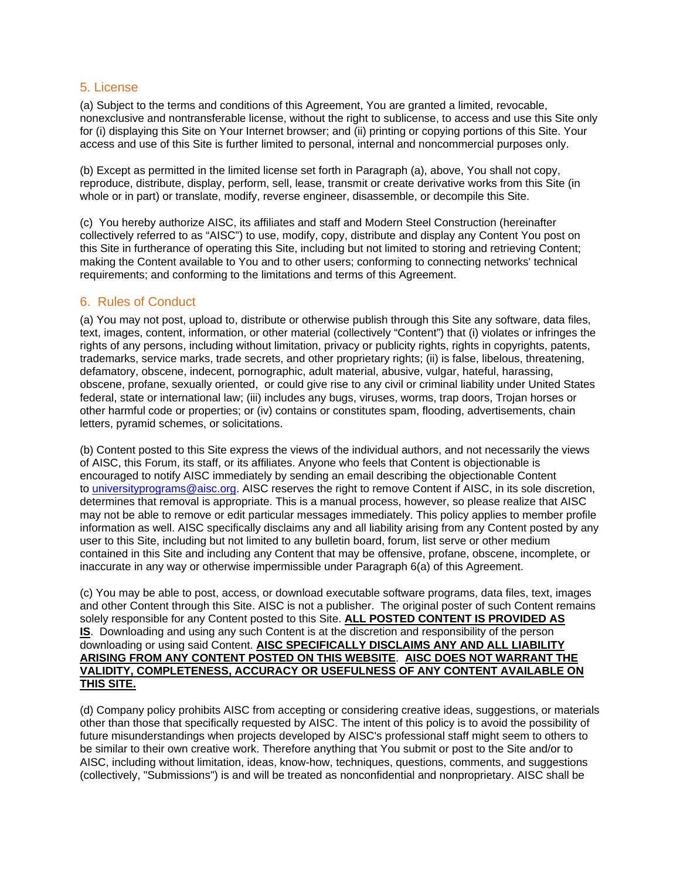## 5. License

(a) Subject to the terms and conditions of this Agreement, You are granted a limited, revocable, nonexclusive and nontransferable license, without the right to sublicense, to access and use this Site only for (i) displaying this Site on Your Internet browser; and (ii) printing or copying portions of this Site. Your access and use of this Site is further limited to personal, internal and noncommercial purposes only.

(b) Except as permitted in the limited license set forth in Paragraph (a), above, You shall not copy, reproduce, distribute, display, perform, sell, lease, transmit or create derivative works from this Site (in whole or in part) or translate, modify, reverse engineer, disassemble, or decompile this Site.

(c) You hereby authorize AISC, its affiliates and staff and Modern Steel Construction (hereinafter collectively referred to as "AISC") to use, modify, copy, distribute and display any Content You post on this Site in furtherance of operating this Site, including but not limited to storing and retrieving Content; making the Content available to You and to other users; conforming to connecting networks' technical requirements; and conforming to the limitations and terms of this Agreement.

## 6. Rules of Conduct

(a) You may not post, upload to, distribute or otherwise publish through this Site any software, data files, text, images, content, information, or other material (collectively "Content") that (i) violates or infringes the rights of any persons, including without limitation, privacy or publicity rights, rights in copyrights, patents, trademarks, service marks, trade secrets, and other proprietary rights; (ii) is false, libelous, threatening, defamatory, obscene, indecent, pornographic, adult material, abusive, vulgar, hateful, harassing, obscene, profane, sexually oriented, or could give rise to any civil or criminal liability under United States federal, state or international law; (iii) includes any bugs, viruses, worms, trap doors, Trojan horses or other harmful code or properties; or (iv) contains or constitutes spam, flooding, advertisements, chain letters, pyramid schemes, or solicitations.

(b) Content posted to this Site express the views of the individual authors, and not necessarily the views of AISC, this Forum, its staff, or its affiliates. Anyone who feels that Content is objectionable is encouraged to notify AISC immediately by sending an email describing the objectionable Content to universityprograms@aisc.org. AISC reserves the right to remove Content if AISC, in its sole discretion, determines that removal is appropriate. This is a manual process, however, so please realize that AISC may not be able to remove or edit particular messages immediately. This policy applies to member profile information as well. AISC specifically disclaims any and all liability arising from any Content posted by any user to this Site, including but not limited to any bulletin board, forum, list serve or other medium contained in this Site and including any Content that may be offensive, profane, obscene, incomplete, or inaccurate in any way or otherwise impermissible under Paragraph 6(a) of this Agreement.

(c) You may be able to post, access, or download executable software programs, data files, text, images and other Content through this Site. AISC is not a publisher. The original poster of such Content remains solely responsible for any Content posted to this Site. **ALL POSTED CONTENT IS PROVIDED AS IS**. Downloading and using any such Content is at the discretion and responsibility of the person downloading or using said Content. **AISC SPECIFICALLY DISCLAIMS ANY AND ALL LIABILITY ARISING FROM ANY CONTENT POSTED ON THIS WEBSITE**. **AISC DOES NOT WARRANT THE VALIDITY, COMPLETENESS, ACCURACY OR USEFULNESS OF ANY CONTENT AVAILABLE ON THIS SITE.**

(d) Company policy prohibits AISC from accepting or considering creative ideas, suggestions, or materials other than those that specifically requested by AISC. The intent of this policy is to avoid the possibility of future misunderstandings when projects developed by AISC's professional staff might seem to others to be similar to their own creative work. Therefore anything that You submit or post to the Site and/or to AISC, including without limitation, ideas, know-how, techniques, questions, comments, and suggestions (collectively, "Submissions") is and will be treated as nonconfidential and nonproprietary. AISC shall be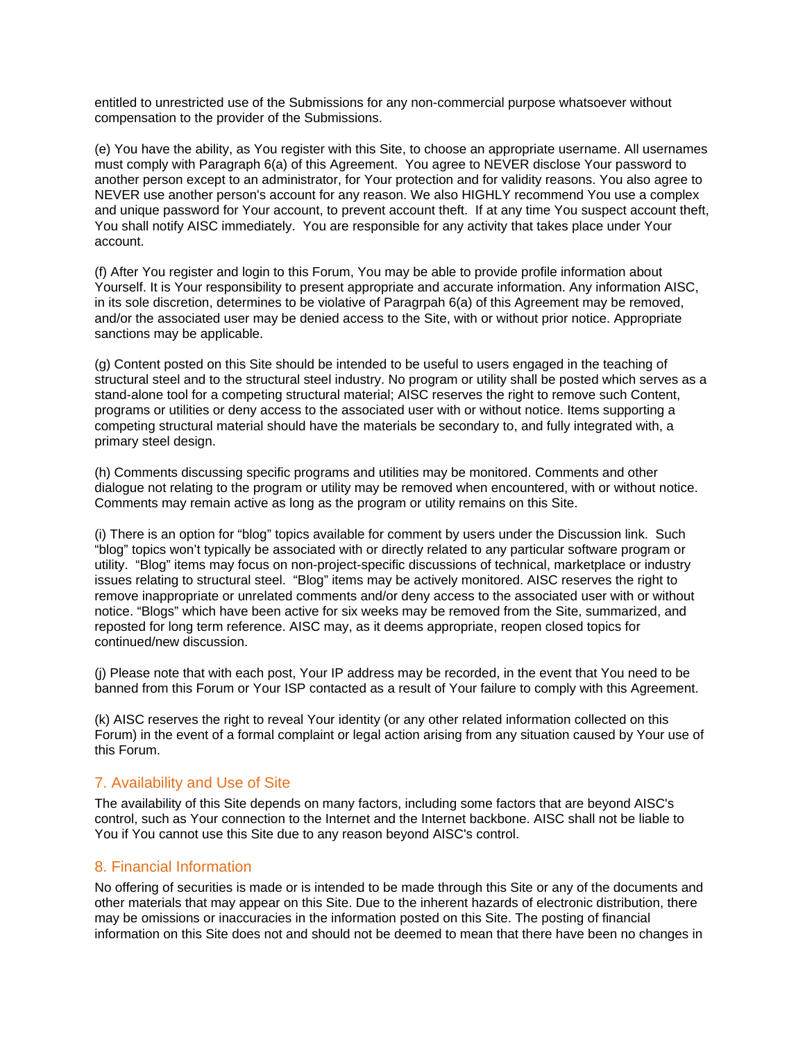entitled to unrestricted use of the Submissions for any non-commercial purpose whatsoever without compensation to the provider of the Submissions.

(e) You have the ability, as You register with this Site, to choose an appropriate username. All usernames must comply with Paragraph 6(a) of this Agreement. You agree to NEVER disclose Your password to another person except to an administrator, for Your protection and for validity reasons. You also agree to NEVER use another person's account for any reason. We also HIGHLY recommend You use a complex and unique password for Your account, to prevent account theft. If at any time You suspect account theft, You shall notify AISC immediately. You are responsible for any activity that takes place under Your account.

(f) After You register and login to this Forum, You may be able to provide profile information about Yourself. It is Your responsibility to present appropriate and accurate information. Any information AISC, in its sole discretion, determines to be violative of Paragrpah 6(a) of this Agreement may be removed, and/or the associated user may be denied access to the Site, with or without prior notice. Appropriate sanctions may be applicable.

(g) Content posted on this Site should be intended to be useful to users engaged in the teaching of structural steel and to the structural steel industry. No program or utility shall be posted which serves as a stand-alone tool for a competing structural material; AISC reserves the right to remove such Content, programs or utilities or deny access to the associated user with or without notice. Items supporting a competing structural material should have the materials be secondary to, and fully integrated with, a primary steel design.

(h) Comments discussing specific programs and utilities may be monitored. Comments and other dialogue not relating to the program or utility may be removed when encountered, with or without notice. Comments may remain active as long as the program or utility remains on this Site.

(i) There is an option for "blog" topics available for comment by users under the Discussion link. Such "blog" topics won't typically be associated with or directly related to any particular software program or utility. "Blog" items may focus on non-project-specific discussions of technical, marketplace or industry issues relating to structural steel. "Blog" items may be actively monitored. AISC reserves the right to remove inappropriate or unrelated comments and/or deny access to the associated user with or without notice. "Blogs" which have been active for six weeks may be removed from the Site, summarized, and reposted for long term reference. AISC may, as it deems appropriate, reopen closed topics for continued/new discussion.

(j) Please note that with each post, Your IP address may be recorded, in the event that You need to be banned from this Forum or Your ISP contacted as a result of Your failure to comply with this Agreement.

(k) AISC reserves the right to reveal Your identity (or any other related information collected on this Forum) in the event of a formal complaint or legal action arising from any situation caused by Your use of this Forum.

## 7. Availability and Use of Site

The availability of this Site depends on many factors, including some factors that are beyond AISC's control, such as Your connection to the Internet and the Internet backbone. AISC shall not be liable to You if You cannot use this Site due to any reason beyond AISC's control.

## 8. Financial Information

No offering of securities is made or is intended to be made through this Site or any of the documents and other materials that may appear on this Site. Due to the inherent hazards of electronic distribution, there may be omissions or inaccuracies in the information posted on this Site. The posting of financial information on this Site does not and should not be deemed to mean that there have been no changes in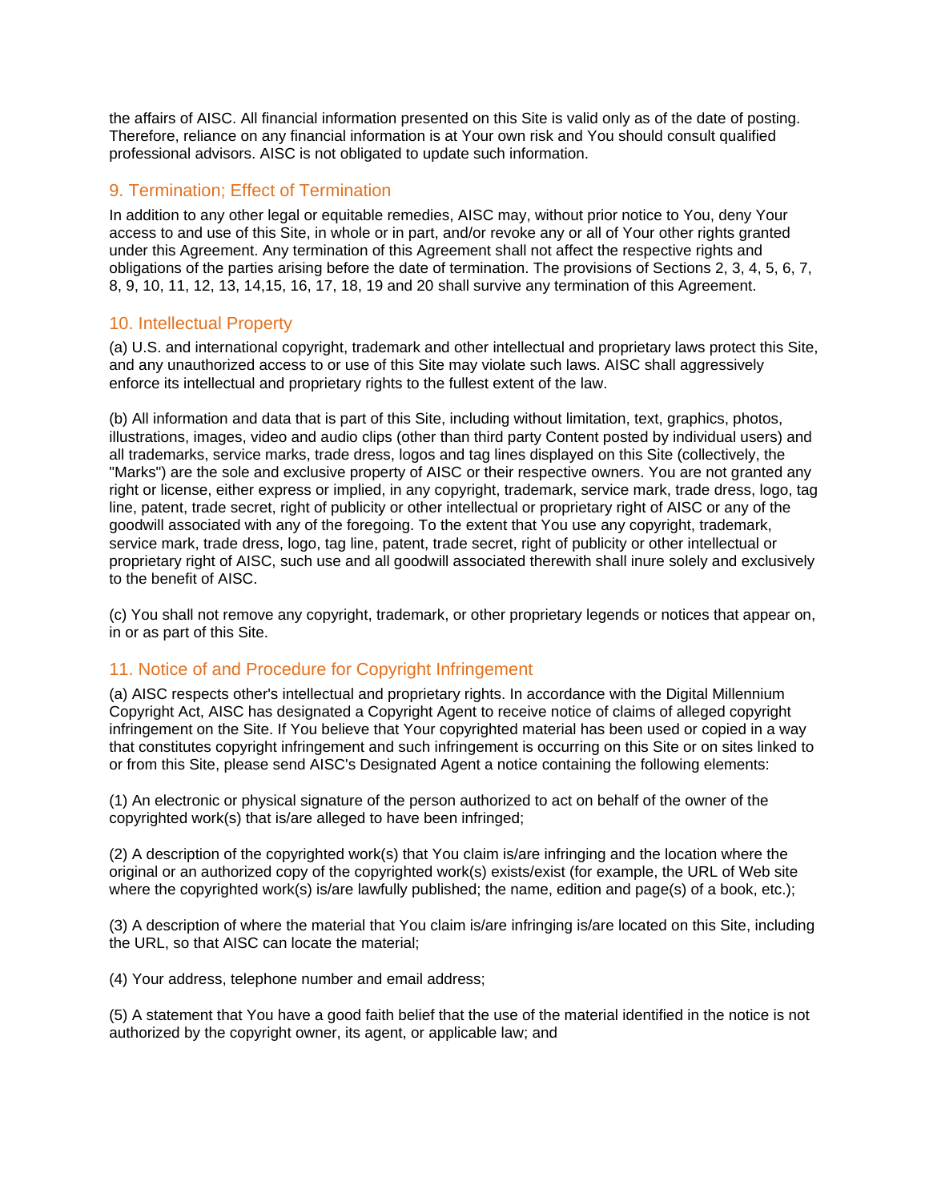the affairs of AISC. All financial information presented on this Site is valid only as of the date of posting. Therefore, reliance on any financial information is at Your own risk and You should consult qualified professional advisors. AISC is not obligated to update such information.

## 9. Termination; Effect of Termination

In addition to any other legal or equitable remedies, AISC may, without prior notice to You, deny Your access to and use of this Site, in whole or in part, and/or revoke any or all of Your other rights granted under this Agreement. Any termination of this Agreement shall not affect the respective rights and obligations of the parties arising before the date of termination. The provisions of Sections 2, 3, 4, 5, 6, 7, 8, 9, 10, 11, 12, 13, 14,15, 16, 17, 18, 19 and 20 shall survive any termination of this Agreement.

## 10. Intellectual Property

(a) U.S. and international copyright, trademark and other intellectual and proprietary laws protect this Site, and any unauthorized access to or use of this Site may violate such laws. AISC shall aggressively enforce its intellectual and proprietary rights to the fullest extent of the law.

(b) All information and data that is part of this Site, including without limitation, text, graphics, photos, illustrations, images, video and audio clips (other than third party Content posted by individual users) and all trademarks, service marks, trade dress, logos and tag lines displayed on this Site (collectively, the "Marks") are the sole and exclusive property of AISC or their respective owners. You are not granted any right or license, either express or implied, in any copyright, trademark, service mark, trade dress, logo, tag line, patent, trade secret, right of publicity or other intellectual or proprietary right of AISC or any of the goodwill associated with any of the foregoing. To the extent that You use any copyright, trademark, service mark, trade dress, logo, tag line, patent, trade secret, right of publicity or other intellectual or proprietary right of AISC, such use and all goodwill associated therewith shall inure solely and exclusively to the benefit of AISC.

(c) You shall not remove any copyright, trademark, or other proprietary legends or notices that appear on, in or as part of this Site.

## 11. Notice of and Procedure for Copyright Infringement

(a) AISC respects other's intellectual and proprietary rights. In accordance with the Digital Millennium Copyright Act, AISC has designated a Copyright Agent to receive notice of claims of alleged copyright infringement on the Site. If You believe that Your copyrighted material has been used or copied in a way that constitutes copyright infringement and such infringement is occurring on this Site or on sites linked to or from this Site, please send AISC's Designated Agent a notice containing the following elements:

(1) An electronic or physical signature of the person authorized to act on behalf of the owner of the copyrighted work(s) that is/are alleged to have been infringed;

(2) A description of the copyrighted work(s) that You claim is/are infringing and the location where the original or an authorized copy of the copyrighted work(s) exists/exist (for example, the URL of Web site where the copyrighted work(s) is/are lawfully published; the name, edition and page(s) of a book, etc.);

(3) A description of where the material that You claim is/are infringing is/are located on this Site, including the URL, so that AISC can locate the material;

(4) Your address, telephone number and email address;

(5) A statement that You have a good faith belief that the use of the material identified in the notice is not authorized by the copyright owner, its agent, or applicable law; and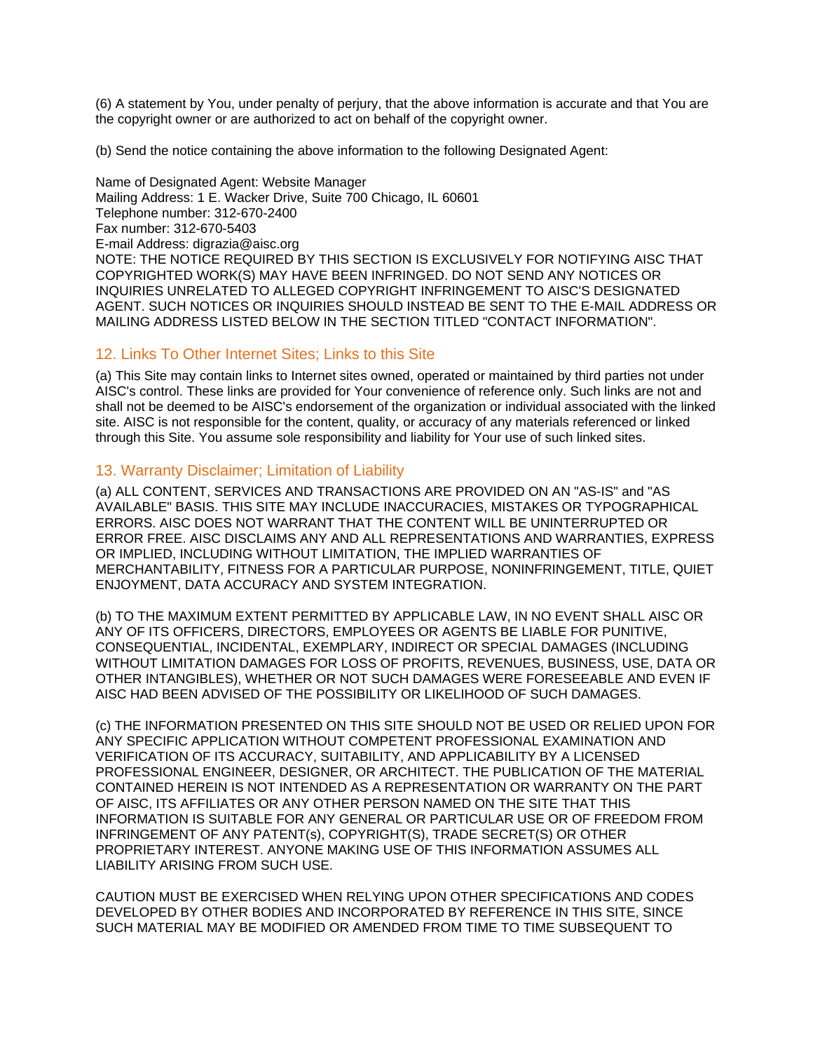(6) A statement by You, under penalty of perjury, that the above information is accurate and that You are the copyright owner or are authorized to act on behalf of the copyright owner.

(b) Send the notice containing the above information to the following Designated Agent:

Name of Designated Agent: Website Manager  
Mailing Address: 1 E. Wacker Drive, Suite 700 Chicago, IL 60601  
Telephone number: 312-670-2400  
Fax number: 312-670-5403  
E-mail Address: digrazia@aisc.org  
NOTE: THE NOTICE REQUIRED BY THIS SECTION IS EXCLUSIVELY FOR NOTIFYING AISC THAT COPYRIGHTED WORK(S) MAY HAVE BEEN INFRINGED. DO NOT SEND ANY NOTICES OR INQUIRIES UNRELATED TO ALLEGED COPYRIGHT INFRINGEMENT TO AISC'S DESIGNATED AGENT. SUCH NOTICES OR INQUIRIES SHOULD INSTEAD BE SENT TO THE E-MAIL ADDRESS OR MAILING ADDRESS LISTED BELOW IN THE SECTION TITLED "CONTACT INFORMATION".

## 12. Links To Other Internet Sites; Links to this Site

(a) This Site may contain links to Internet sites owned, operated or maintained by third parties not under AISC's control. These links are provided for Your convenience of reference only. Such links are not and shall not be deemed to be AISC's endorsement of the organization or individual associated with the linked site. AISC is not responsible for the content, quality, or accuracy of any materials referenced or linked through this Site. You assume sole responsibility and liability for Your use of such linked sites.

## 13. Warranty Disclaimer; Limitation of Liability

(a) ALL CONTENT, SERVICES AND TRANSACTIONS ARE PROVIDED ON AN "AS-IS" and "AS AVAILABLE" BASIS. THIS SITE MAY INCLUDE INACCURACIES, MISTAKES OR TYPOGRAPHICAL ERRORS. AISC DOES NOT WARRANT THAT THE CONTENT WILL BE UNINTERRUPTED OR ERROR FREE. AISC DISCLAIMS ANY AND ALL REPRESENTATIONS AND WARRANTIES, EXPRESS OR IMPLIED, INCLUDING WITHOUT LIMITATION, THE IMPLIED WARRANTIES OF MERCHANTABILITY, FITNESS FOR A PARTICULAR PURPOSE, NONINFRINGEMENT, TITLE, QUIET ENJOYMENT, DATA ACCURACY AND SYSTEM INTEGRATION.

(b) TO THE MAXIMUM EXTENT PERMITTED BY APPLICABLE LAW, IN NO EVENT SHALL AISC OR ANY OF ITS OFFICERS, DIRECTORS, EMPLOYEES OR AGENTS BE LIABLE FOR PUNITIVE, CONSEQUENTIAL, INCIDENTAL, EXEMPLARY, INDIRECT OR SPECIAL DAMAGES (INCLUDING WITHOUT LIMITATION DAMAGES FOR LOSS OF PROFITS, REVENUES, BUSINESS, USE, DATA OR OTHER INTANGIBLES), WHETHER OR NOT SUCH DAMAGES WERE FORESEEABLE AND EVEN IF AISC HAD BEEN ADVISED OF THE POSSIBILITY OR LIKELIHOOD OF SUCH DAMAGES.

(c) THE INFORMATION PRESENTED ON THIS SITE SHOULD NOT BE USED OR RELIED UPON FOR ANY SPECIFIC APPLICATION WITHOUT COMPETENT PROFESSIONAL EXAMINATION AND VERIFICATION OF ITS ACCURACY, SUITABILITY, AND APPLICABILITY BY A LICENSED PROFESSIONAL ENGINEER, DESIGNER, OR ARCHITECT. THE PUBLICATION OF THE MATERIAL CONTAINED HEREIN IS NOT INTENDED AS A REPRESENTATION OR WARRANTY ON THE PART OF AISC, ITS AFFILIATES OR ANY OTHER PERSON NAMED ON THE SITE THAT THIS INFORMATION IS SUITABLE FOR ANY GENERAL OR PARTICULAR USE OR OF FREEDOM FROM INFRINGEMENT OF ANY PATENT(s), COPYRIGHT(S), TRADE SECRET(S) OR OTHER PROPRIETARY INTEREST. ANYONE MAKING USE OF THIS INFORMATION ASSUMES ALL LIABILITY ARISING FROM SUCH USE.

CAUTION MUST BE EXERCISED WHEN RELYING UPON OTHER SPECIFICATIONS AND CODES DEVELOPED BY OTHER BODIES AND INCORPORATED BY REFERENCE IN THIS SITE, SINCE SUCH MATERIAL MAY BE MODIFIED OR AMENDED FROM TIME TO TIME SUBSEQUENT TO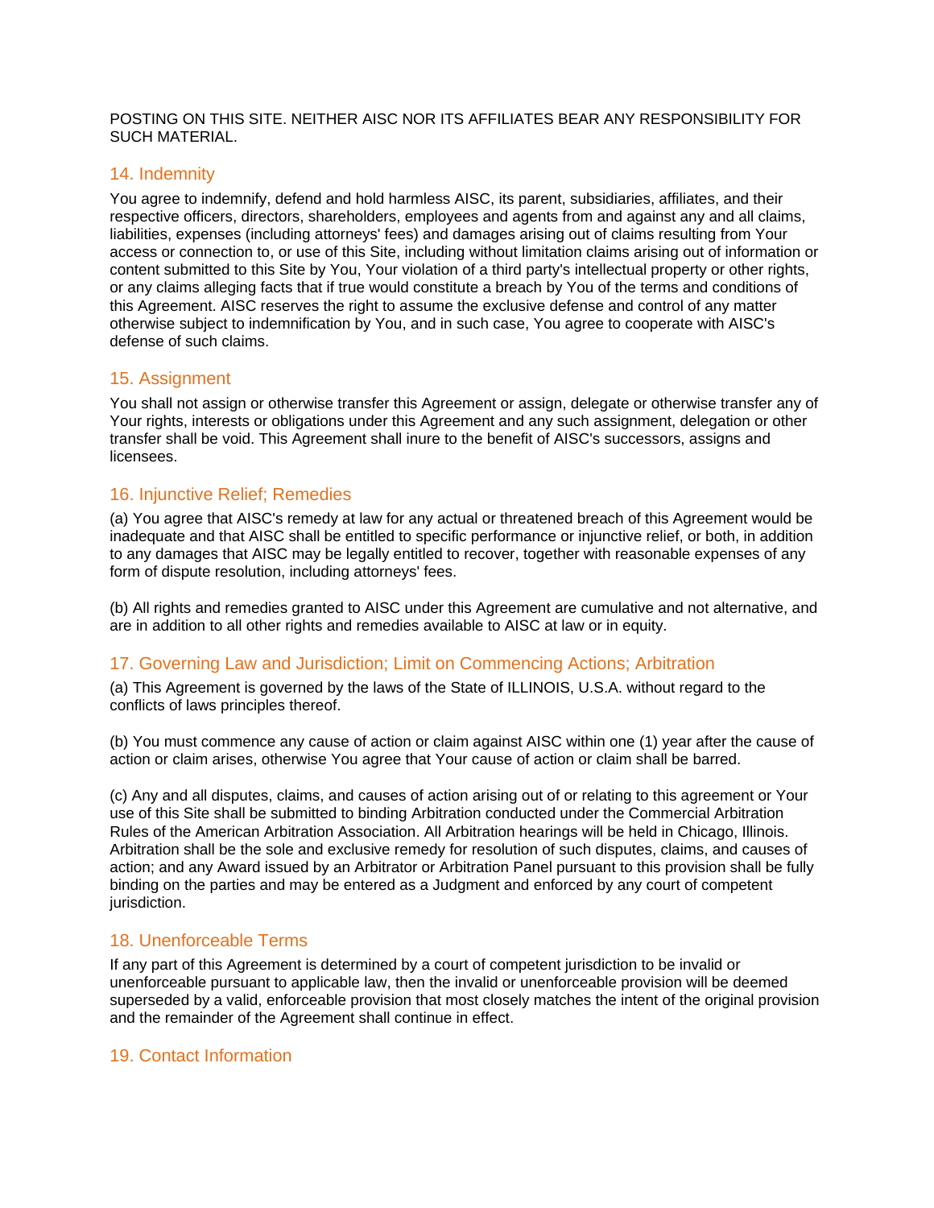POSTING ON THIS SITE. NEITHER AISC NOR ITS AFFILIATES BEAR ANY RESPONSIBILITY FOR SUCH MATERIAL.

## 14. Indemnity

You agree to indemnify, defend and hold harmless AISC, its parent, subsidiaries, affiliates, and their respective officers, directors, shareholders, employees and agents from and against any and all claims, liabilities, expenses (including attorneys' fees) and damages arising out of claims resulting from Your access or connection to, or use of this Site, including without limitation claims arising out of information or content submitted to this Site by You, Your violation of a third party's intellectual property or other rights, or any claims alleging facts that if true would constitute a breach by You of the terms and conditions of this Agreement. AISC reserves the right to assume the exclusive defense and control of any matter otherwise subject to indemnification by You, and in such case, You agree to cooperate with AISC's defense of such claims.

## 15. Assignment

You shall not assign or otherwise transfer this Agreement or assign, delegate or otherwise transfer any of Your rights, interests or obligations under this Agreement and any such assignment, delegation or other transfer shall be void. This Agreement shall inure to the benefit of AISC's successors, assigns and licensees.

## 16. Injunctive Relief; Remedies

(a) You agree that AISC's remedy at law for any actual or threatened breach of this Agreement would be inadequate and that AISC shall be entitled to specific performance or injunctive relief, or both, in addition to any damages that AISC may be legally entitled to recover, together with reasonable expenses of any form of dispute resolution, including attorneys' fees.

(b) All rights and remedies granted to AISC under this Agreement are cumulative and not alternative, and are in addition to all other rights and remedies available to AISC at law or in equity.

## 17. Governing Law and Jurisdiction; Limit on Commencing Actions; Arbitration

(a) This Agreement is governed by the laws of the State of ILLINOIS, U.S.A. without regard to the conflicts of laws principles thereof.

(b) You must commence any cause of action or claim against AISC within one (1) year after the cause of action or claim arises, otherwise You agree that Your cause of action or claim shall be barred.

(c) Any and all disputes, claims, and causes of action arising out of or relating to this agreement or Your use of this Site shall be submitted to binding Arbitration conducted under the Commercial Arbitration Rules of the American Arbitration Association. All Arbitration hearings will be held in Chicago, Illinois. Arbitration shall be the sole and exclusive remedy for resolution of such disputes, claims, and causes of action; and any Award issued by an Arbitrator or Arbitration Panel pursuant to this provision shall be fully binding on the parties and may be entered as a Judgment and enforced by any court of competent jurisdiction.

## 18. Unenforceable Terms

If any part of this Agreement is determined by a court of competent jurisdiction to be invalid or unenforceable pursuant to applicable law, then the invalid or unenforceable provision will be deemed superseded by a valid, enforceable provision that most closely matches the intent of the original provision and the remainder of the Agreement shall continue in effect.

## 19. Contact Information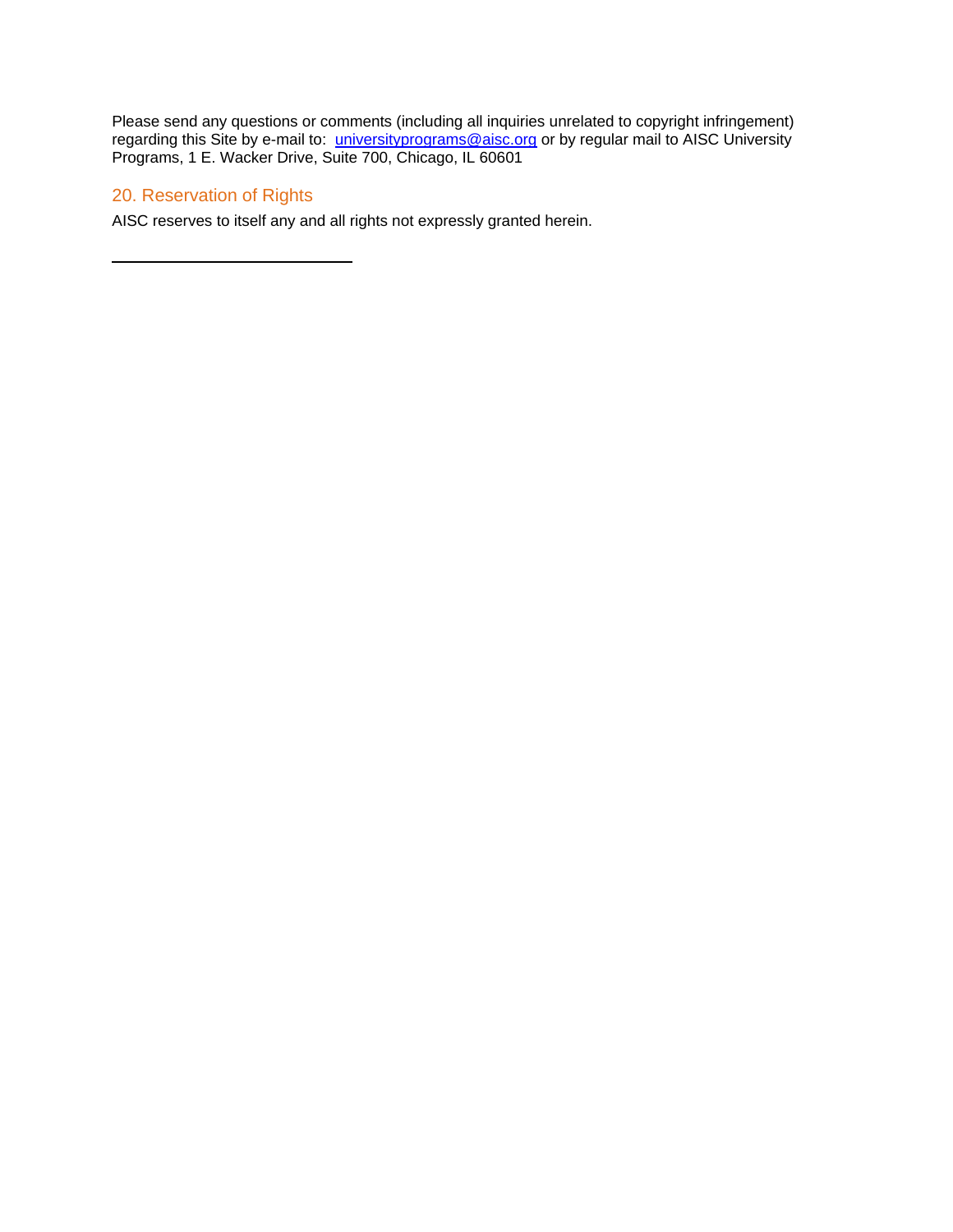Please send any questions or comments (including all inquiries unrelated to copyright infringement) regarding this Site by e-mail to: universityprograms@aisc.org or by regular mail to AISC University Programs, 1 E. Wacker Drive, Suite 700, Chicago, IL 60601

## 20. Reservation of Rights

AISC reserves to itself any and all rights not expressly granted herein.